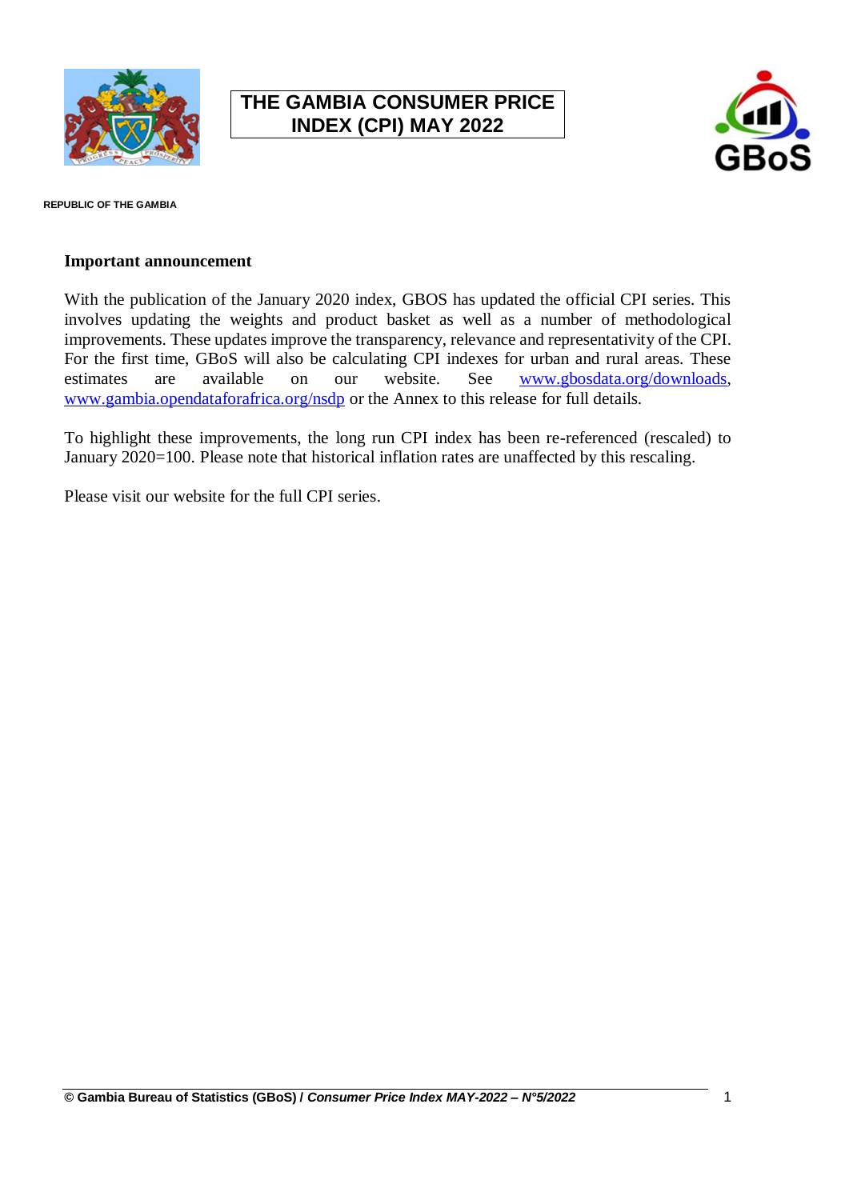# THE GAMBIA CONSUMER PRICE INDEX (CPI) MAY 2022

REPUBLIC OF THE GAMBIA

**Important announcement**

With the publication of the January 2020 index, GBOS has updated the official CPI series. This involves updating the weights and product basket as well as a number of methodological improvements. These updates improve the transparency, relevance and representativity of the CPI. For the first time, GBoS will also be calculating CPI indexes for urban and rural areas. These estimates are available on our website. See www.gbosdata.org/downloads, www.gambia.opendataforafrica.org/nsdp or the Annex to this release for full details.

To highlight these improvements, the long run CPI index has been re-referenced (rescaled) to January 2020=100. Please note that historical inflation rates are unaffected by this rescaling.

Please visit our website for the full CPI series.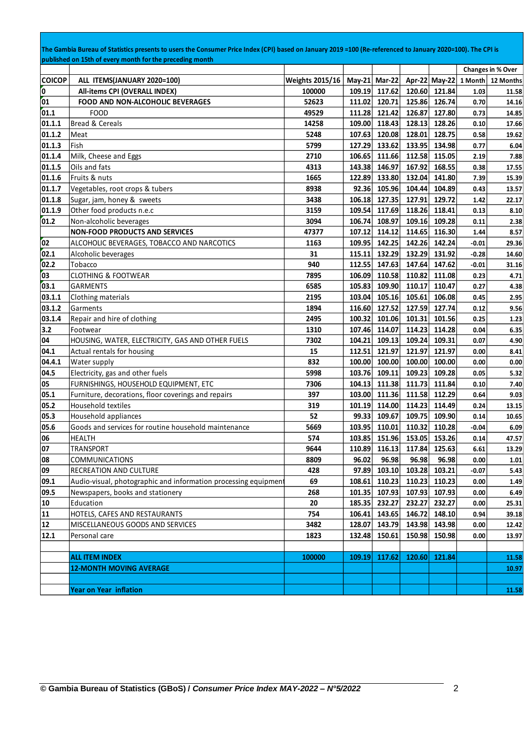The Gambia Bureau of Statistics presents to users the Consumer Price Index (CPI) based on January 2019 =100 (Re-referenced to January 2020=100). The CPI is published on 15th of every month for the preceding month

| COICOP | ALL ITEMS(JANUARY 2020=100) | Weights 2015/16 | May-21 | Mar-22 | Apr-22 | May-22 | Changes in % Over | |
|---|---|---|---|---|---|---|---|---|
| | | | | | | | 1 Month | 12 Months |
| 0 | All-items CPI (OVERALL INDEX) | 100000 | 109.19 | 117.62 | 120.60 | 121.84 | 1.03 | 11.58 |
| 01 | FOOD AND NON-ALCOHOLIC BEVERAGES | 52623 | 111.02 | 120.71 | 125.86 | 126.74 | 0.70 | 14.16 |
| 01.1 | FOOD | 49529 | 111.28 | 121.42 | 126.87 | 127.80 | 0.73 | 14.85 |
| 01.1.1 | Bread & Cereals | 14258 | 109.00 | 118.43 | 128.13 | 128.26 | 0.10 | 17.66 |
| 01.1.2 | Meat | 5248 | 107.63 | 120.08 | 128.01 | 128.75 | 0.58 | 19.62 |
| 01.1.3 | Fish | 5799 | 127.29 | 133.62 | 133.95 | 134.98 | 0.77 | 6.04 |
| 01.1.4 | Milk, Cheese and Eggs | 2710 | 106.65 | 111.66 | 112.58 | 115.05 | 2.19 | 7.88 |
| 01.1.5 | Oils and fats | 4313 | 143.38 | 146.97 | 167.92 | 168.55 | 0.38 | 17.55 |
| 01.1.6 | Fruits & nuts | 1665 | 122.89 | 133.80 | 132.04 | 141.80 | 7.39 | 15.39 |
| 01.1.7 | Vegetables, root crops & tubers | 8938 | 92.36 | 105.96 | 104.44 | 104.89 | 0.43 | 13.57 |
| 01.1.8 | Sugar, jam, honey & sweets | 3438 | 106.18 | 127.35 | 127.91 | 129.72 | 1.42 | 22.17 |
| 01.1.9 | Other food products n.e.c | 3159 | 109.54 | 117.69 | 118.26 | 118.41 | 0.13 | 8.10 |
| 01.2 | Non-alcoholic beverages | 3094 | 106.74 | 108.97 | 109.16 | 109.28 | 0.11 | 2.38 |
| | NON-FOOD PRODUCTS AND SERVICES | 47377 | 107.12 | 114.12 | 114.65 | 116.30 | 1.44 | 8.57 |
| 02 | ALCOHOLIC BEVERAGES, TOBACCO AND NARCOTICS | 1163 | 109.95 | 142.25 | 142.26 | 142.24 | -0.01 | 29.36 |
| 02.1 | Alcoholic beverages | 31 | 115.11 | 132.29 | 132.29 | 131.92 | -0.28 | 14.60 |
| 02.2 | Tobacco | 940 | 112.55 | 147.63 | 147.64 | 147.62 | -0.01 | 31.16 |
| 03 | CLOTHING & FOOTWEAR | 7895 | 106.09 | 110.58 | 110.82 | 111.08 | 0.23 | 4.71 |
| 03.1 | GARMENTS | 6585 | 105.83 | 109.90 | 110.17 | 110.47 | 0.27 | 4.38 |
| 03.1.1 | Clothing materials | 2195 | 103.04 | 105.16 | 105.61 | 106.08 | 0.45 | 2.95 |
| 03.1.2 | Garments | 1894 | 116.60 | 127.52 | 127.59 | 127.74 | 0.12 | 9.56 |
| 03.1.4 | Repair and hire of clothing | 2495 | 100.32 | 101.06 | 101.31 | 101.56 | 0.25 | 1.23 |
| 3.2 | Footwear | 1310 | 107.46 | 114.07 | 114.23 | 114.28 | 0.04 | 6.35 |
| 04 | HOUSING, WATER, ELECTRICITY, GAS AND OTHER FUELS | 7302 | 104.21 | 109.13 | 109.24 | 109.31 | 0.07 | 4.90 |
| 04.1 | Actual rentals for housing | 15 | 112.51 | 121.97 | 121.97 | 121.97 | 0.00 | 8.41 |
| 04.4.1 | Water supply | 832 | 100.00 | 100.00 | 100.00 | 100.00 | 0.00 | 0.00 |
| 04.5 | Electricity, gas and other fuels | 5998 | 103.76 | 109.11 | 109.23 | 109.28 | 0.05 | 5.32 |
| 05 | FURNISHINGS, HOUSEHOLD EQUIPMENT, ETC | 7306 | 104.13 | 111.38 | 111.73 | 111.84 | 0.10 | 7.40 |
| 05.1 | Furniture, decorations, floor coverings and repairs | 397 | 103.00 | 111.36 | 111.58 | 112.29 | 0.64 | 9.03 |
| 05.2 | Household textiles | 319 | 101.19 | 114.00 | 114.23 | 114.49 | 0.24 | 13.15 |
| 05.3 | Household appliances | 52 | 99.33 | 109.67 | 109.75 | 109.90 | 0.14 | 10.65 |
| 05.6 | Goods and services for routine household maintenance | 5669 | 103.95 | 110.01 | 110.32 | 110.28 | -0.04 | 6.09 |
| 06 | HEALTH | 574 | 103.85 | 151.96 | 153.05 | 153.26 | 0.14 | 47.57 |
| 07 | TRANSPORT | 9644 | 110.89 | 116.13 | 117.84 | 125.63 | 6.61 | 13.29 |
| 08 | COMMUNICATIONS | 8809 | 96.02 | 96.98 | 96.98 | 96.98 | 0.00 | 1.01 |
| 09 | RECREATION AND CULTURE | 428 | 97.89 | 103.10 | 103.28 | 103.21 | -0.07 | 5.43 |
| 09.1 | Audio-visual, photographic and information processing equipment | 69 | 108.61 | 110.23 | 110.23 | 110.23 | 0.00 | 1.49 |
| 09.5 | Newspapers, books and stationery | 268 | 101.35 | 107.93 | 107.93 | 107.93 | 0.00 | 6.49 |
| 10 | Education | 20 | 185.35 | 232.27 | 232.27 | 232.27 | 0.00 | 25.31 |
| 11 | HOTELS, CAFES AND RESTAURANTS | 754 | 106.41 | 143.65 | 146.72 | 148.10 | 0.94 | 39.18 |
| 12 | MISCELLANEOUS GOODS AND SERVICES | 3482 | 128.07 | 143.79 | 143.98 | 143.98 | 0.00 | 12.42 |
| 12.1 | Personal care | 1823 | 132.48 | 150.61 | 150.98 | 150.98 | 0.00 | 13.97 |
| | | | | | | | | |
| | **ALL ITEM INDEX** | **100000** | **109.19** | **117.62** | **120.60** | **121.84** | | **11.58** |
| | **12-MONTH MOVING AVERAGE** | | | | | | | **10.97** |
| | | | | | | | | |
| | **Year on Year inflation** | | | | | | | **11.58** |

**© Gambia Bureau of Statistics (GBoS) / *Consumer Price Index MAY-2022 – N°5/2022***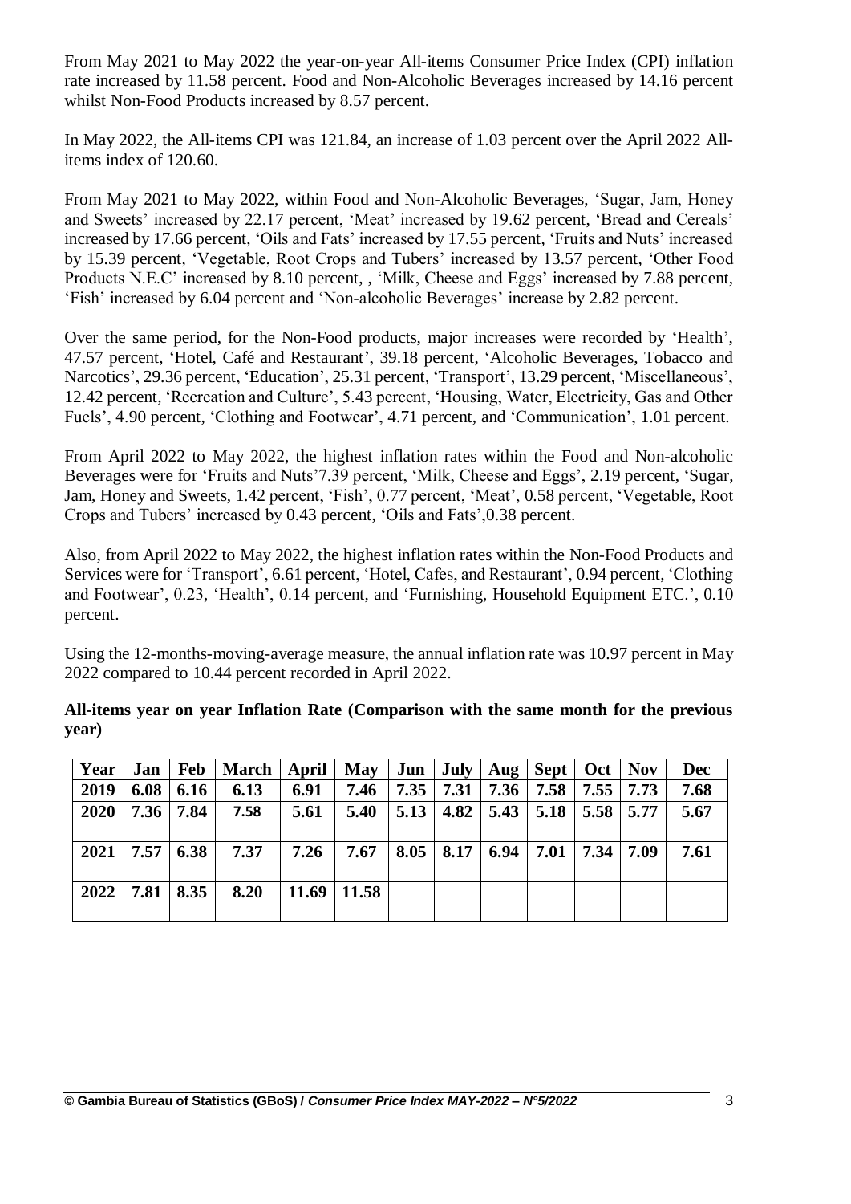From May 2021 to May 2022 the year-on-year All-items Consumer Price Index (CPI) inflation rate increased by 11.58 percent. Food and Non-Alcoholic Beverages increased by 14.16 percent whilst Non-Food Products increased by 8.57 percent.

In May 2022, the All-items CPI was 121.84, an increase of 1.03 percent over the April 2022 All-items index of 120.60.

From May 2021 to May 2022, within Food and Non-Alcoholic Beverages, 'Sugar, Jam, Honey and Sweets' increased by 22.17 percent, 'Meat' increased by 19.62 percent, 'Bread and Cereals' increased by 17.66 percent, 'Oils and Fats' increased by 17.55 percent, 'Fruits and Nuts' increased by 15.39 percent, 'Vegetable, Root Crops and Tubers' increased by 13.57 percent, 'Other Food Products N.E.C' increased by 8.10 percent, , 'Milk, Cheese and Eggs' increased by 7.88 percent, 'Fish' increased by 6.04 percent and 'Non-alcoholic Beverages' increase by 2.82 percent.

Over the same period, for the Non-Food products, major increases were recorded by 'Health', 47.57 percent, 'Hotel, Café and Restaurant', 39.18 percent, 'Alcoholic Beverages, Tobacco and Narcotics', 29.36 percent, 'Education', 25.31 percent, 'Transport', 13.29 percent, 'Miscellaneous', 12.42 percent, 'Recreation and Culture', 5.43 percent, 'Housing, Water, Electricity, Gas and Other Fuels', 4.90 percent, 'Clothing and Footwear', 4.71 percent, and 'Communication', 1.01 percent.

From April 2022 to May 2022, the highest inflation rates within the Food and Non-alcoholic Beverages were for 'Fruits and Nuts'7.39 percent, 'Milk, Cheese and Eggs', 2.19 percent, 'Sugar, Jam, Honey and Sweets, 1.42 percent, 'Fish', 0.77 percent, 'Meat', 0.58 percent, 'Vegetable, Root Crops and Tubers' increased by 0.43 percent, 'Oils and Fats',0.38 percent.

Also, from April 2022 to May 2022, the highest inflation rates within the Non-Food Products and Services were for 'Transport', 6.61 percent, 'Hotel, Cafes, and Restaurant', 0.94 percent, 'Clothing and Footwear', 0.23, 'Health', 0.14 percent, and 'Furnishing, Household Equipment ETC.', 0.10 percent.

Using the 12-months-moving-average measure, the annual inflation rate was 10.97 percent in May 2022 compared to 10.44 percent recorded in April 2022.

**All-items year on year Inflation Rate (Comparison with the same month for the previous year)**

| Year | Jan | Feb | March | April | May | Jun | July | Aug | Sept | Oct | Nov | Dec |
|---|---|---|---|---|---|---|---|---|---|---|---|---|
| 2019 | 6.08 | 6.16 | 6.13 | 6.91 | 7.46 | 7.35 | 7.31 | 7.36 | 7.58 | 7.55 | 7.73 | 7.68 |
| 2020 | 7.36 | 7.84 | 7.58 | 5.61 | 5.40 | 5.13 | 4.82 | 5.43 | 5.18 | 5.58 | 5.77 | 5.67 |
| 2021 | 7.57 | 6.38 | 7.37 | 7.26 | 7.67 | 8.05 | 8.17 | 6.94 | 7.01 | 7.34 | 7.09 | 7.61 |
| 2022 | 7.81 | 8.35 | 8.20 | 11.69 | 11.58 | | | | | | | |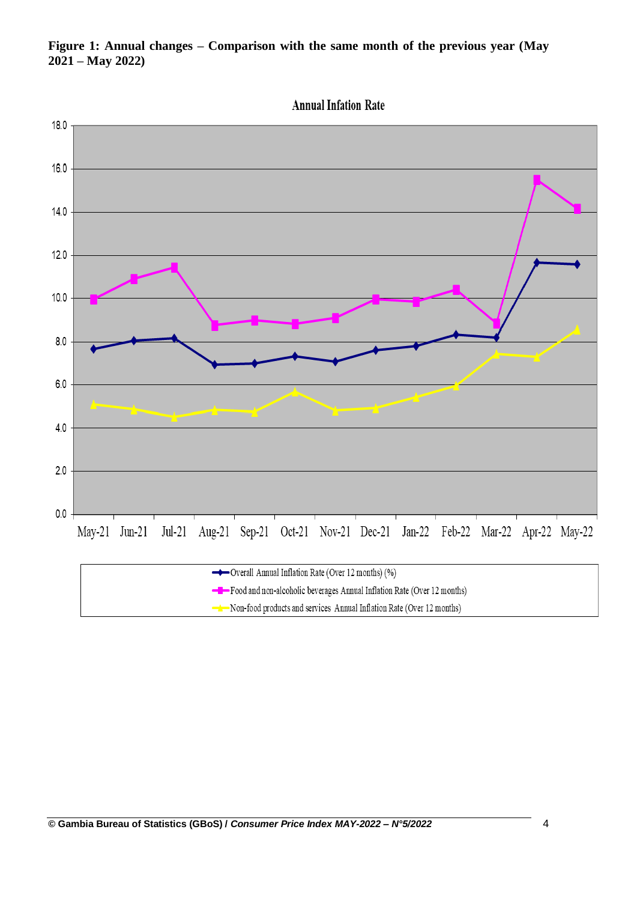**Figure 1: Annual changes – Comparison with the same month of the previous year (May 2021 – May 2022)**

Annual Infation Rate

- Overall Annual Inflation Rate (Over 12 months) (%)
- Food and non-alcoholic beverages Annual Inflation Rate (Over 12 months)
- Non-food products and services Annual Inflation Rate (Over 12 months)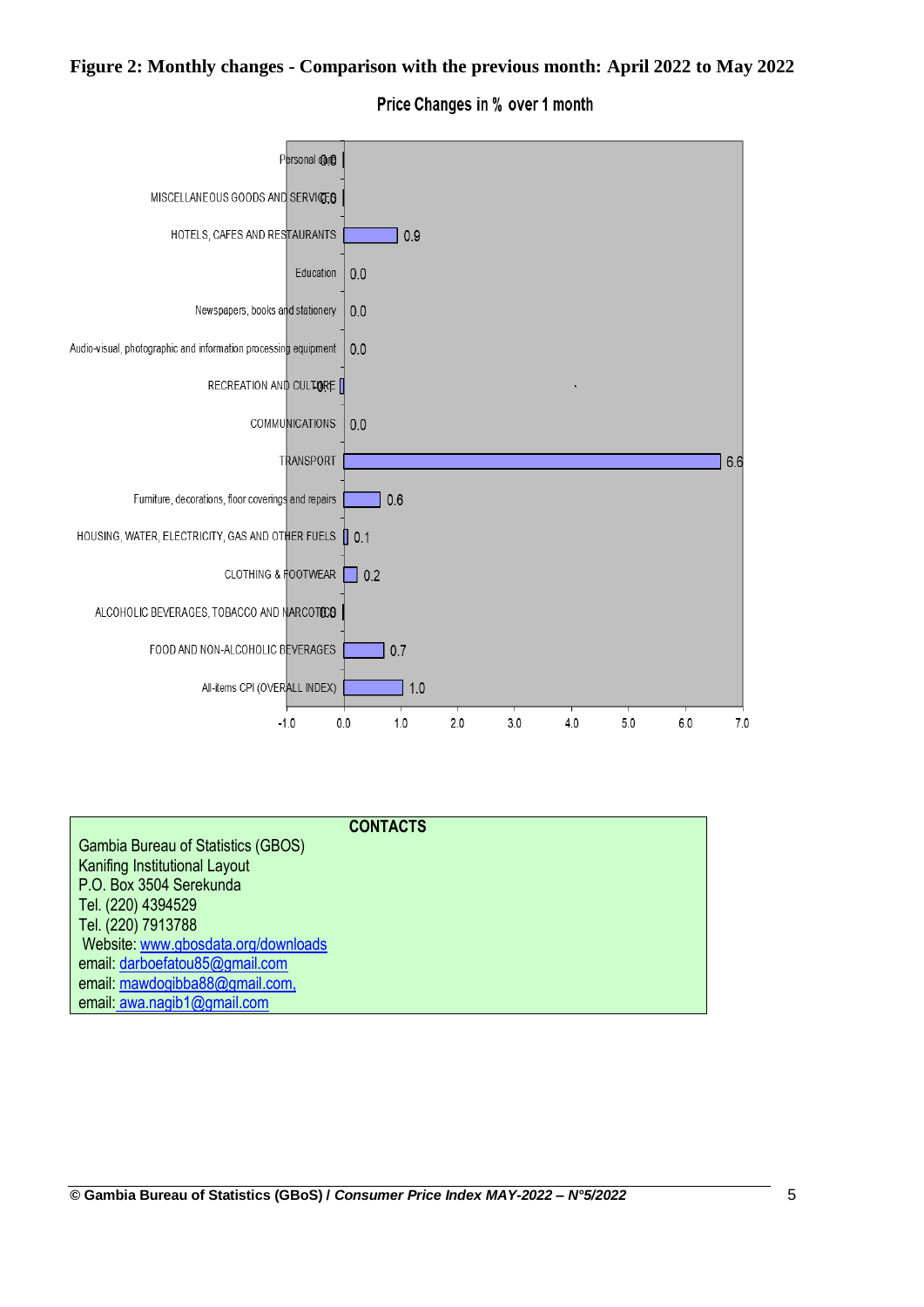**Figure 2: Monthly changes - Comparison with the previous month: April 2022 to May 2022**

Price Changes in % over 1 month

Personal care 0.0
MISCELLANEOUS GOODS AND SERVICES 0.0
HOTELS, CAFES AND RESTAURANTS 0.9
Education 0.0
Newspapers, books and stationery 0.0
Audio-visual, photographic and information processing equipment 0.0
RECREATION AND CULTURE 0.1
COMMUNICATIONS 0.0
TRANSPORT 6.6
Furniture, decorations, floor coverings and repairs 0.6
HOUSING, WATER, ELECTRICITY, GAS AND OTHER FUELS 0.1
CLOTHING & FOOTWEAR 0.2
ALCOHOLIC BEVERAGES, TOBACCO AND NARCOTICS 0.0
FOOD AND NON-ALCOHOLIC BEVERAGES 0.7
All-items CPI (OVERALL INDEX) 1.0

-1.0 0.0 1.0 2.0 3.0 4.0 5.0 6.0 7.0

**CONTACTS**

Gambia Bureau of Statistics (GBOS)
Kanifing Institutional Layout
P.O. Box 3504 Serekunda
Tel. (220) 4394529
Tel. (220) 7913788
Website: www.gbosdata.org/downloads
email: darboefatou85@gmail.com
email: mawdogibba88@gmail.com,
email: awa.nagib1@gmail.com